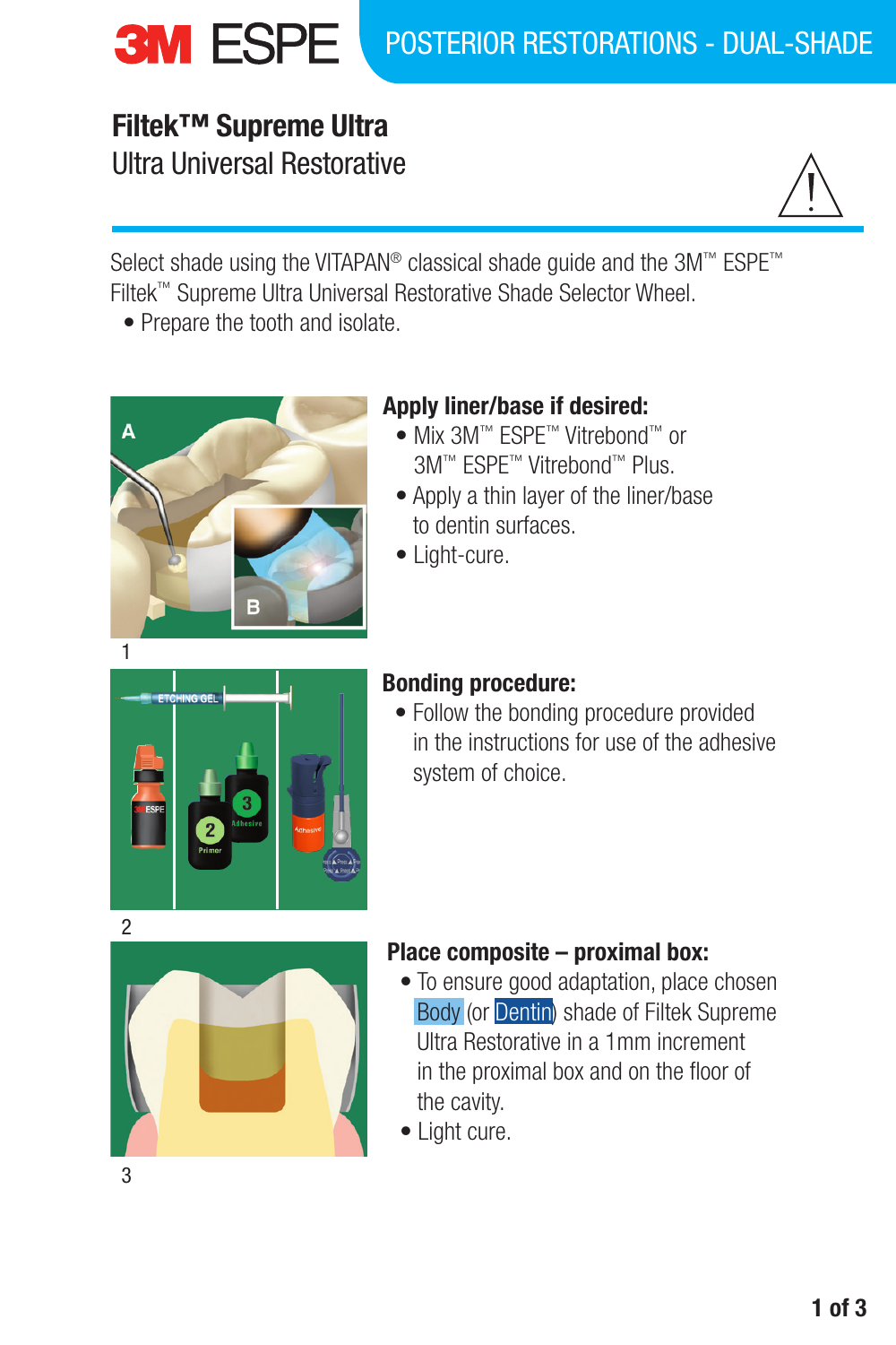3M ESPE

POSTERIOR RESTORATIONS - DUAL-SHADE

# Filtek™ Supreme Ultra

## Ultra Universal Restorative

Select shade using the VITAPAN® classical shade guide and the 3M™ ESPE™ Filtek™ Supreme Ultra Universal Restorative Shade Selector Wheel.

- Prepare the tooth and isolate.

1

### Apply liner/base if desired:

- Mix 3M™ ESPE™ Vitrebond™ or 3M™ ESPE™ Vitrebond™ Plus.
- Apply a thin layer of the liner/base to dentin surfaces.
- Light-cure.

2

### Bonding procedure:

- Follow the bonding procedure provided in the instructions for use of the adhesive system of choice.

3

### Place composite – proximal box:

- To ensure good adaptation, place chosen Body (or Dentin) shade of Filtek Supreme Ultra Restorative in a 1mm increment in the proximal box and on the floor of the cavity.
- Light cure.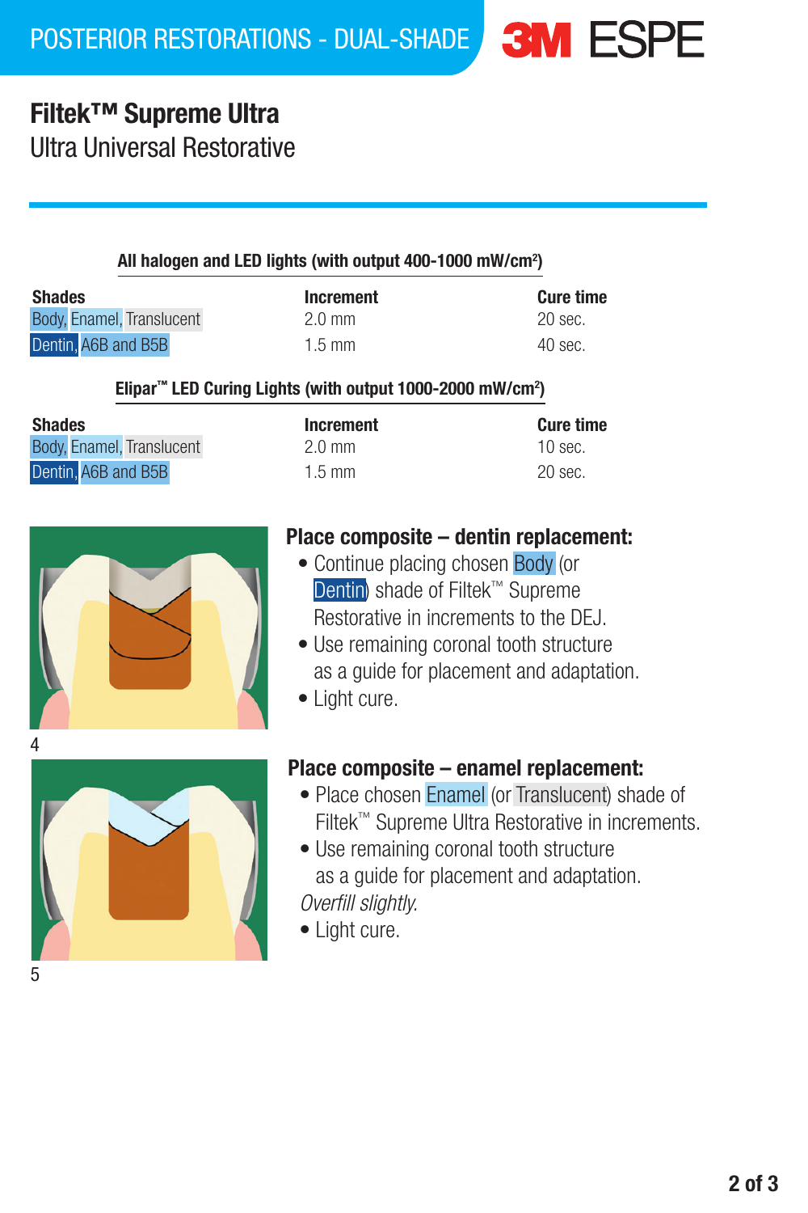# Filtek™ Supreme Ultra

## Ultra Universal Restorative

**All halogen and LED lights (with output 400-1000 mW/cm²)**

| Shades | Increment | Cure time |
|---|---|---|
| Body, Enamel, Translucent | 2.0 mm | 20 sec. |
| Dentin, A6B and B5B | 1.5 mm | 40 sec. |

**Elipar™ LED Curing Lights (with output 1000-2000 mW/cm²)**

| Shades | Increment | Cure time |
|---|---|---|
| Body, Enamel, Translucent | 2.0 mm | 10 sec. |
| Dentin, A6B and B5B | 1.5 mm | 20 sec. |

4

### Place composite – dentin replacement:

- Continue placing chosen Body (or Dentin) shade of Filtek™ Supreme Restorative in increments to the DEJ.
- Use remaining coronal tooth structure as a guide for placement and adaptation.
- Light cure.

5

### Place composite – enamel replacement:

- Place chosen Enamel (or Translucent) shade of Filtek™ Supreme Ultra Restorative in increments.
- Use remaining coronal tooth structure as a guide for placement and adaptation. *Overfill slightly.*
- Light cure.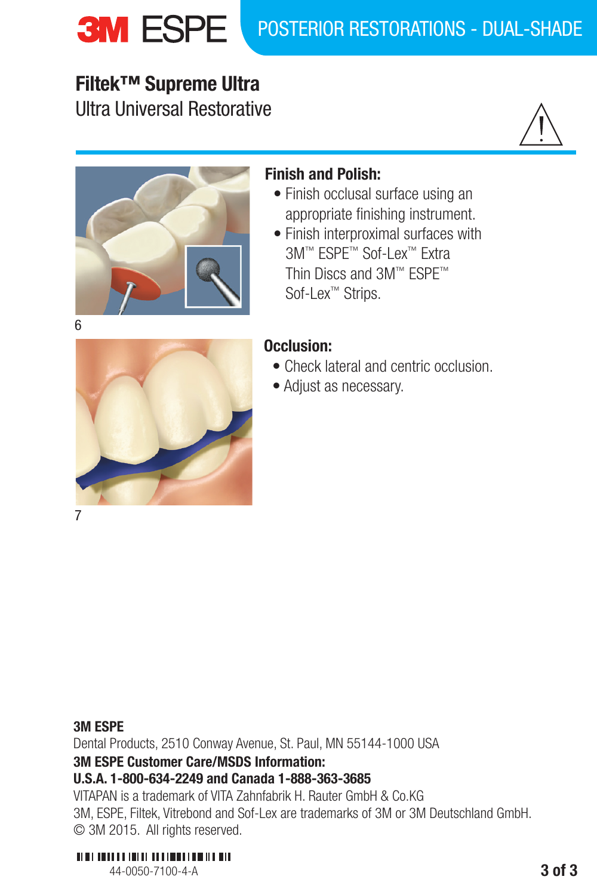# 3M ESPE

POSTERIOR RESTORATIONS - DUAL-SHADE

## Filtek™ Supreme Ultra

Ultra Universal Restorative

6

### Finish and Polish:

- Finish occlusal surface using an appropriate finishing instrument.
- Finish interproximal surfaces with 3M™ ESPE™ Sof-Lex™ Extra Thin Discs and 3M™ ESPE™ Sof-Lex™ Strips.

7

### Occlusion:

- Check lateral and centric occlusion.
- Adjust as necessary.

**3M ESPE**
Dental Products, 2510 Conway Avenue, St. Paul, MN 55144-1000 USA
**3M ESPE Customer Care/MSDS Information:**
**U.S.A. 1-800-634-2249 and Canada 1-888-363-3685**
VITAPAN is a trademark of VITA Zahnfabrik H. Rauter GmbH & Co.KG
3M, ESPE, Filtek, Vitrebond and Sof-Lex are trademarks of 3M or 3M Deutschland GmbH.
© 3M 2015. All rights reserved.

44-0050-7100-4-A